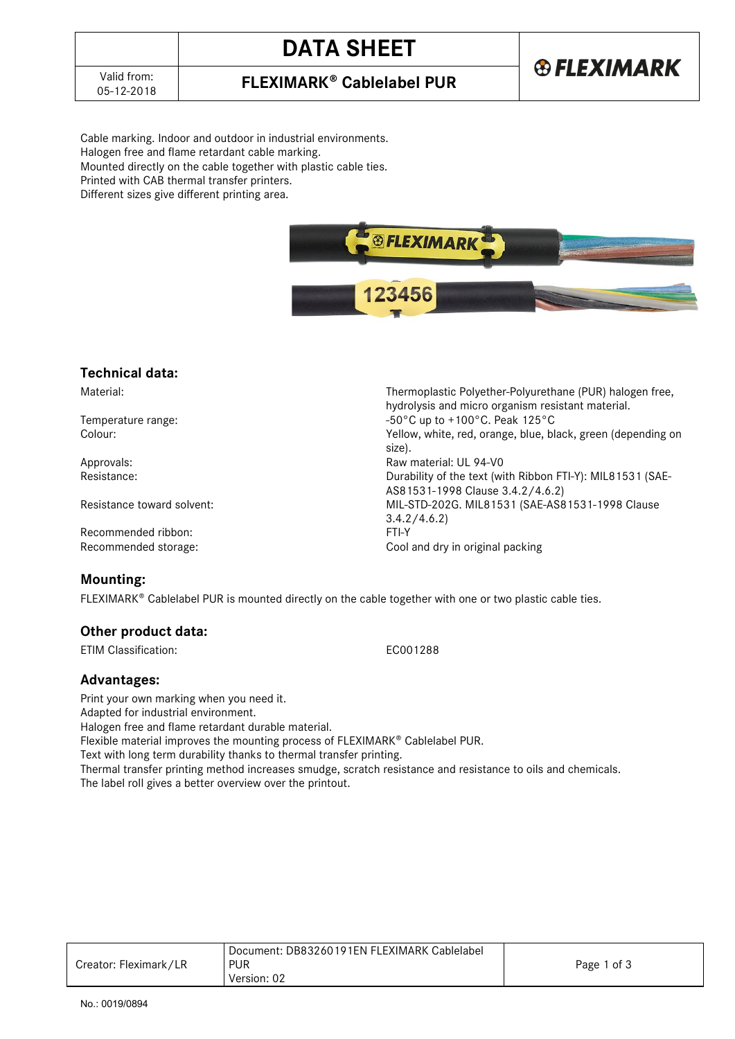# DATA SHEET

Valid from: 05-12-2018

## FLEXIMARK® Cablelabel PUR

Cable marking. Indoor and outdoor in industrial environments.
Halogen free and flame retardant cable marking.
Mounted directly on the cable together with plastic cable ties.
Printed with CAB thermal transfer printers.
Different sizes give different printing area.

### Technical data:

| | |
|---|---|
| Material: | Thermoplastic Polyether-Polyurethane (PUR) halogen free, hydrolysis and micro organism resistant material. |
| Temperature range: | -50°C up to +100°C. Peak 125°C |
| Colour: | Yellow, white, red, orange, blue, black, green (depending on size). |
| Approvals: | Raw material: UL 94-V0 |
| Resistance: | Durability of the text (with Ribbon FTI-Y): MIL81531 (SAE-AS81531-1998 Clause 3.4.2/4.6.2) |
| Resistance toward solvent: | MIL-STD-202G. MIL81531 (SAE-AS81531-1998 Clause 3.4.2/4.6.2) |
| Recommended ribbon: | FTI-Y |
| Recommended storage: | Cool and dry in original packing |

### Mounting:

FLEXIMARK® Cablelabel PUR is mounted directly on the cable together with one or two plastic cable ties.

### Other product data:

| | |
|---|---|
| ETIM Classification: | EC001288 |

### Advantages:

Print your own marking when you need it.
Adapted for industrial environment.
Halogen free and flame retardant durable material.
Flexible material improves the mounting process of FLEXIMARK® Cablelabel PUR.
Text with long term durability thanks to thermal transfer printing.
Thermal transfer printing method increases smudge, scratch resistance and resistance to oils and chemicals.
The label roll gives a better overview over the printout.

| Creator: Fleximark/LR | Document: DB83260191EN FLEXIMARK Cablelabel PUR Version: 02 |
|---|---|

No.: 0019/0894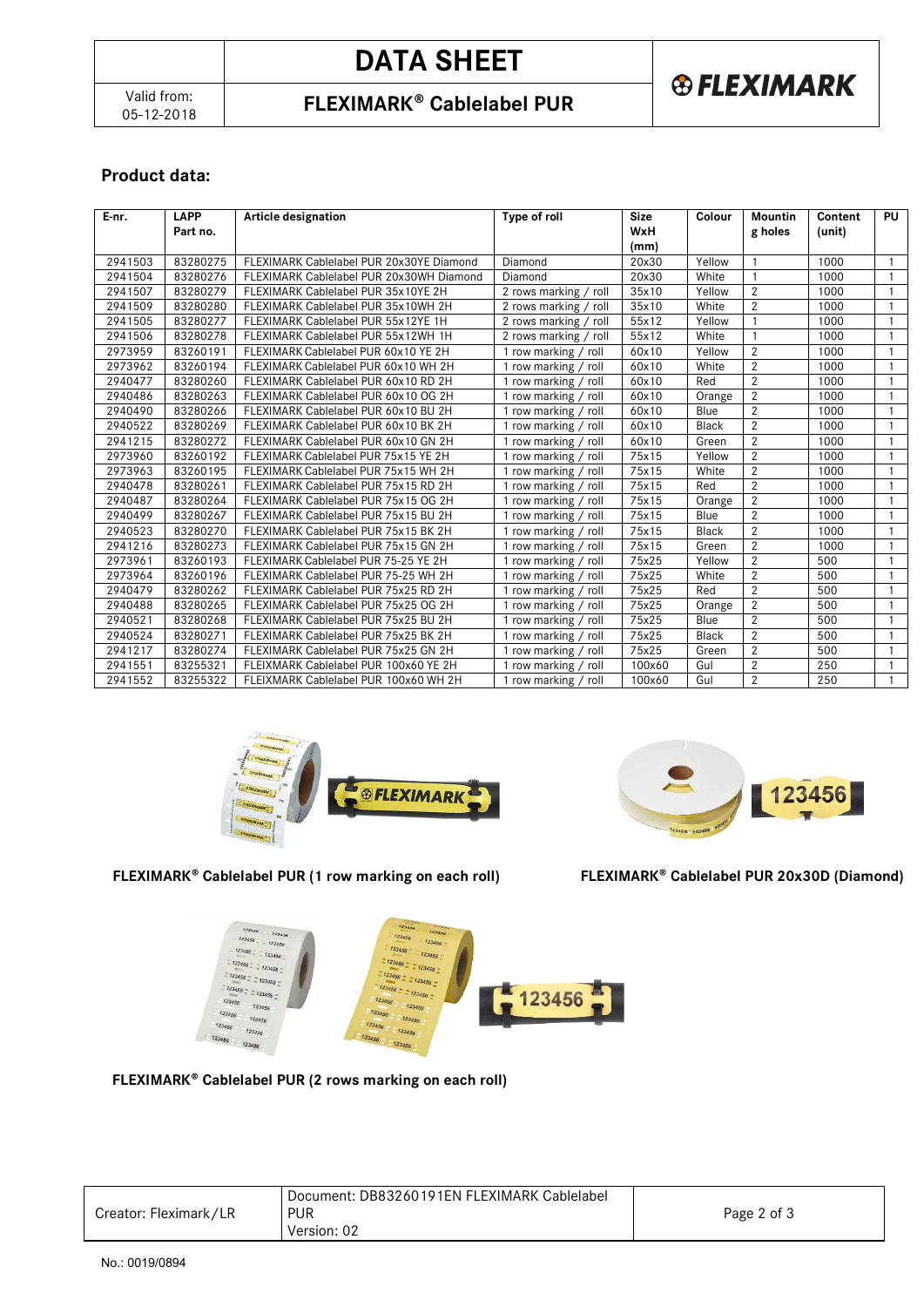# DATA SHEET

## FLEXIMARK® Cablelabel PUR

Valid from: 05-12-2018

### Product data:

| E-nr. | LAPP Part no. | Article designation | Type of roll | Size WxH (mm) | Colour | Mounting holes | Content (unit) | PU |
|---|---|---|---|---|---|---|---|---|
| 2941503 | 83280275 | FLEXIMARK Cablelabel PUR 20x30YE Diamond | Diamond | 20x30 | Yellow | 1 | 1000 | 1 |
| 2941504 | 83280276 | FLEXIMARK Cablelabel PUR 20x30WH Diamond | Diamond | 20x30 | White | 1 | 1000 | 1 |
| 2941507 | 83280279 | FLEXIMARK Cablelabel PUR 35x10YE 2H | 2 rows marking / roll | 35x10 | Yellow | 2 | 1000 | 1 |
| 2941509 | 83280280 | FLEXIMARK Cablelabel PUR 35x10WH 2H | 2 rows marking / roll | 35x10 | White | 2 | 1000 | 1 |
| 2941505 | 83280277 | FLEXIMARK Cablelabel PUR 55x12YE 1H | 2 rows marking / roll | 55x12 | Yellow | 1 | 1000 | 1 |
| 2941506 | 83280278 | FLEXIMARK Cablelabel PUR 55x12WH 1H | 2 rows marking / roll | 55x12 | White | 1 | 1000 | 1 |
| 2973959 | 83260191 | FLEXIMARK Cablelabel PUR 60x10 YE 2H | 1 row marking / roll | 60x10 | Yellow | 2 | 1000 | 1 |
| 2973962 | 83260194 | FLEXIMARK Cablelabel PUR 60x10 WH 2H | 1 row marking / roll | 60x10 | White | 2 | 1000 | 1 |
| 2940477 | 83280260 | FLEXIMARK Cablelabel PUR 60x10 RD 2H | 1 row marking / roll | 60x10 | Red | 2 | 1000 | 1 |
| 2940486 | 83280263 | FLEXIMARK Cablelabel PUR 60x10 OG 2H | 1 row marking / roll | 60x10 | Orange | 2 | 1000 | 1 |
| 2940490 | 83280266 | FLEXIMARK Cablelabel PUR 60x10 BU 2H | 1 row marking / roll | 60x10 | Blue | 2 | 1000 | 1 |
| 2940522 | 83280269 | FLEXIMARK Cablelabel PUR 60x10 BK 2H | 1 row marking / roll | 60x10 | Black | 2 | 1000 | 1 |
| 2941215 | 83280272 | FLEXIMARK Cablelabel PUR 60x10 GN 2H | 1 row marking / roll | 60x10 | Green | 2 | 1000 | 1 |
| 2973960 | 83260192 | FLEXIMARK Cablelabel PUR 75x15 YE 2H | 1 row marking / roll | 75x15 | Yellow | 2 | 1000 | 1 |
| 2973963 | 83260195 | FLEXIMARK Cablelabel PUR 75x15 WH 2H | 1 row marking / roll | 75x15 | White | 2 | 1000 | 1 |
| 2940478 | 83280261 | FLEXIMARK Cablelabel PUR 75x15 RD 2H | 1 row marking / roll | 75x15 | Red | 2 | 1000 | 1 |
| 2940487 | 83280264 | FLEXIMARK Cablelabel PUR 75x15 OG 2H | 1 row marking / roll | 75x15 | Orange | 2 | 1000 | 1 |
| 2940499 | 83280267 | FLEXIMARK Cablelabel PUR 75x15 BU 2H | 1 row marking / roll | 75x15 | Blue | 2 | 1000 | 1 |
| 2940523 | 83280270 | FLEXIMARK Cablelabel PUR 75x15 BK 2H | 1 row marking / roll | 75x15 | Black | 2 | 1000 | 1 |
| 2941216 | 83280273 | FLEXIMARK Cablelabel PUR 75x15 GN 2H | 1 row marking / roll | 75x15 | Green | 2 | 1000 | 1 |
| 2973961 | 83260193 | FLEXIMARK Cablelabel PUR 75-25 YE 2H | 1 row marking / roll | 75x25 | Yellow | 2 | 500 | 1 |
| 2973964 | 83260196 | FLEXIMARK Cablelabel PUR 75-25 WH 2H | 1 row marking / roll | 75x25 | White | 2 | 500 | 1 |
| 2940479 | 83280262 | FLEXIMARK Cablelabel PUR 75x25 RD 2H | 1 row marking / roll | 75x25 | Red | 2 | 500 | 1 |
| 2940488 | 83280265 | FLEXIMARK Cablelabel PUR 75x25 OG 2H | 1 row marking / roll | 75x25 | Orange | 2 | 500 | 1 |
| 2940521 | 83280268 | FLEXIMARK Cablelabel PUR 75x25 BU 2H | 1 row marking / roll | 75x25 | Blue | 2 | 500 | 1 |
| 2940524 | 83280271 | FLEXIMARK Cablelabel PUR 75x25 BK 2H | 1 row marking / roll | 75x25 | Black | 2 | 500 | 1 |
| 2941217 | 83280274 | FLEXIMARK Cablelabel PUR 75x25 GN 2H | 1 row marking / roll | 75x25 | Green | 2 | 500 | 1 |
| 2941551 | 83255321 | FLEIXMARK Cablelabel PUR 100x60 YE 2H | 1 row marking / roll | 100x60 | Gul | 2 | 250 | 1 |
| 2941552 | 83255322 | FLEIXMARK Cablelabel PUR 100x60 WH 2H | 1 row marking / roll | 100x60 | Gul | 2 | 250 | 1 |

**FLEXIMARK® Cablelabel PUR (1 row marking on each roll)**

**FLEXIMARK® Cablelabel PUR 20x30D (Diamond)**

**FLEXIMARK® Cablelabel PUR (2 rows marking on each roll)**

Creator: Fleximark/LR | Document: DB83260191EN FLEXIMARK Cablelabel PUR Version: 02

No.: 0019/0894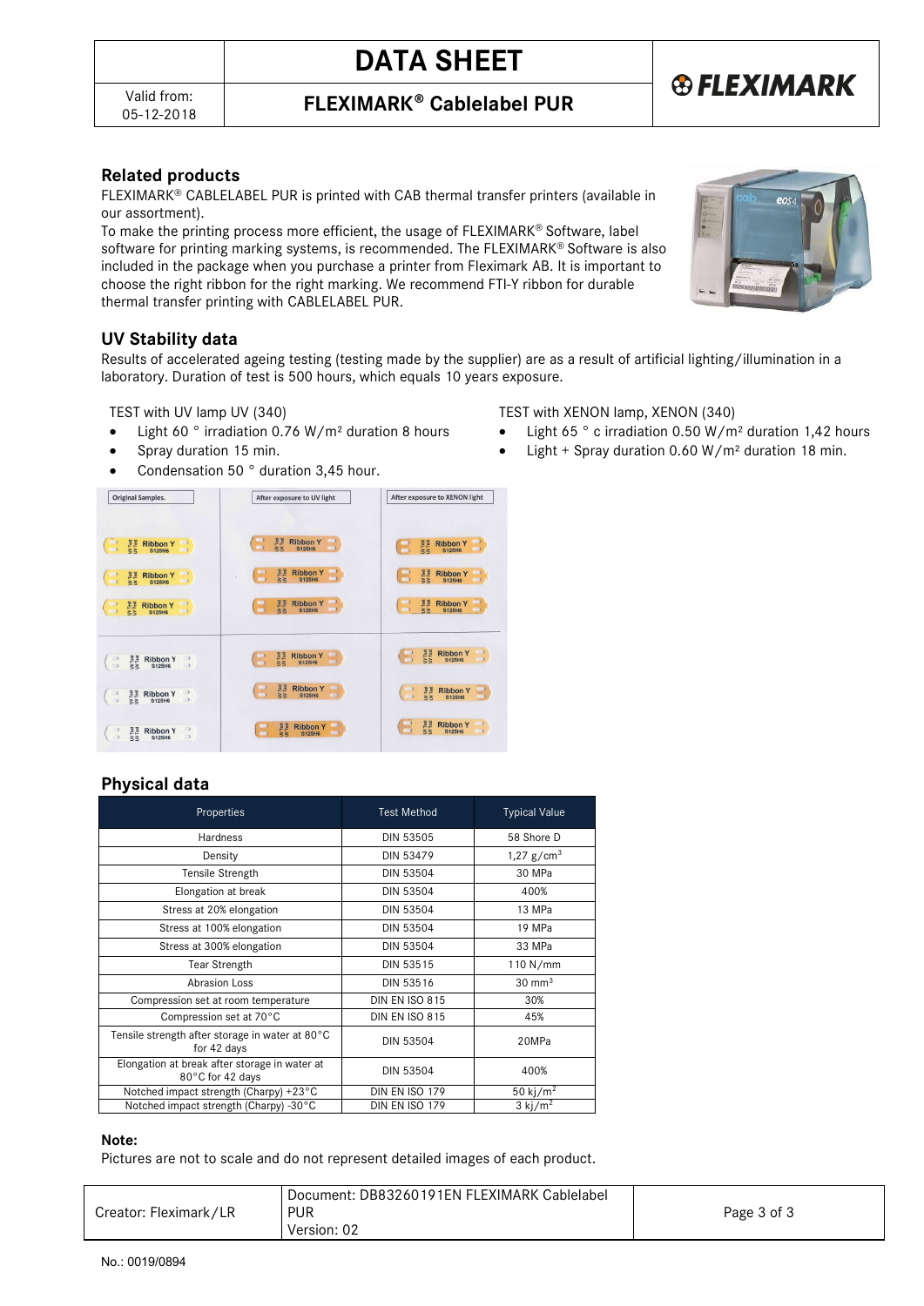# DATA SHEET

Valid from: 05-12-2018

## FLEXIMARK® Cablelabel PUR

### Related products

FLEXIMARK® CABLELABEL PUR is printed with CAB thermal transfer printers (available in our assortment).

To make the printing process more efficient, the usage of FLEXIMARK® Software, label software for printing marking systems, is recommended. The FLEXIMARK® Software is also included in the package when you purchase a printer from Fleximark AB. It is important to choose the right ribbon for the right marking. We recommend FTI-Y ribbon for durable thermal transfer printing with CABLELABEL PUR.

### UV Stability data

Results of accelerated ageing testing (testing made by the supplier) are as a result of artificial lighting/illumination in a laboratory. Duration of test is 500 hours, which equals 10 years exposure.

TEST with UV lamp UV (340)

- Light 60 ° irradiation 0.76 W/m² duration 8 hours
- Spray duration 15 min.
- Condensation 50 ° duration 3,45 hour.

TEST with XENON lamp, XENON (340)

- Light 65 ° c irradiation 0.50 W/m² duration 1,42 hours
- Light + Spray duration 0.60 W/m² duration 18 min.

Original Samples.

After exposure to UV light

After exposure to XENON light

### Physical data

| Properties | Test Method | Typical Value |
|---|---|---|
| Hardness | DIN 53505 | 58 Shore D |
| Density | DIN 53479 | 1,27 g/cm³ |
| Tensile Strength | DIN 53504 | 30 MPa |
| Elongation at break | DIN 53504 | 400% |
| Stress at 20% elongation | DIN 53504 | 13 MPa |
| Stress at 100% elongation | DIN 53504 | 19 MPa |
| Stress at 300% elongation | DIN 53504 | 33 MPa |
| Tear Strength | DIN 53515 | 110 N/mm |
| Abrasion Loss | DIN 53516 | 30 mm³ |
| Compression set at room temperature | DIN EN ISO 815 | 30% |
| Compression set at 70°C | DIN EN ISO 815 | 45% |
| Tensile strength after storage in water at 80°C for 42 days | DIN 53504 | 20MPa |
| Elongation at break after storage in water at 80°C for 42 days | DIN 53504 | 400% |
| Notched impact strength (Charpy) +23°C | DIN EN ISO 179 | 50 kj/m² |
| Notched impact strength (Charpy) -30°C | DIN EN ISO 179 | 3 kj/m² |

**Note:**

Pictures are not to scale and do not represent detailed images of each product.

Creator: Fleximark/LR | Document: DB83260191EN FLEXIMARK Cablelabel PUR Version: 02

No.: 0019/0894